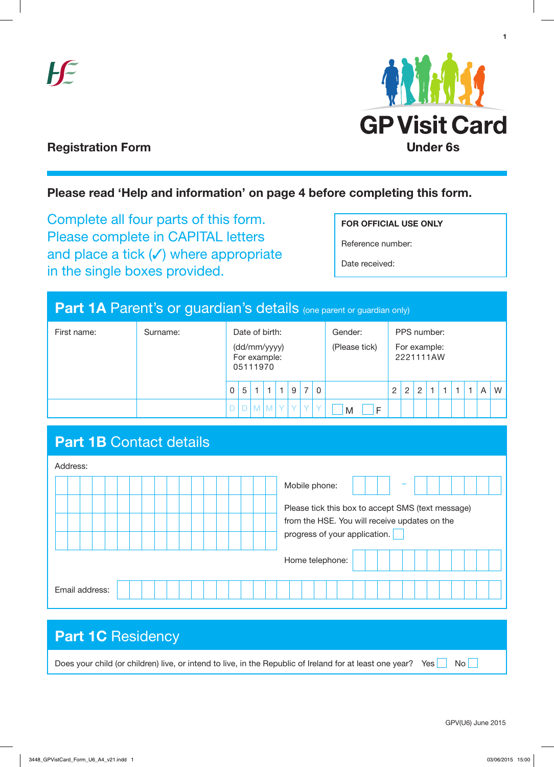# GP Visit Card

## Under 6s

**Registration Form**

**Please read 'Help and information' on page 4 before completing this form.**

Complete all four parts of this form. Please complete in CAPITAL letters and place a tick (✓) where appropriate in the single boxes provided.

| FOR OFFICIAL USE ONLY |
|---|
| Reference number: |
| Date received: |

## Part 1A Parent's or guardian's details (one parent or guardian only)

| First name: | Surname: | Date of birth: (dd/mm/yyyy) For example: 05111970 | Gender: (Please tick) | PPS number: For example: 2221111AW |
|---|---|---|---|---|
| | | 0 5 1 1 1 9 7 0 | | 2 2 2 1 1 1 1 A W |
| | | D D M M Y Y Y Y | ☐ M ☐ F | |

## Part 1B Contact details

Address:

Mobile phone: ☐☐☐ – ☐☐☐☐☐☐☐

Please tick this box to accept SMS (text message) from the HSE. You will receive updates on the progress of your application. ☐

Home telephone:

Email address:

## Part 1C Residency

Does your child (or children) live, or intend to live, in the Republic of Ireland for at least one year? Yes ☐ No ☐

GPV(U6) June 2015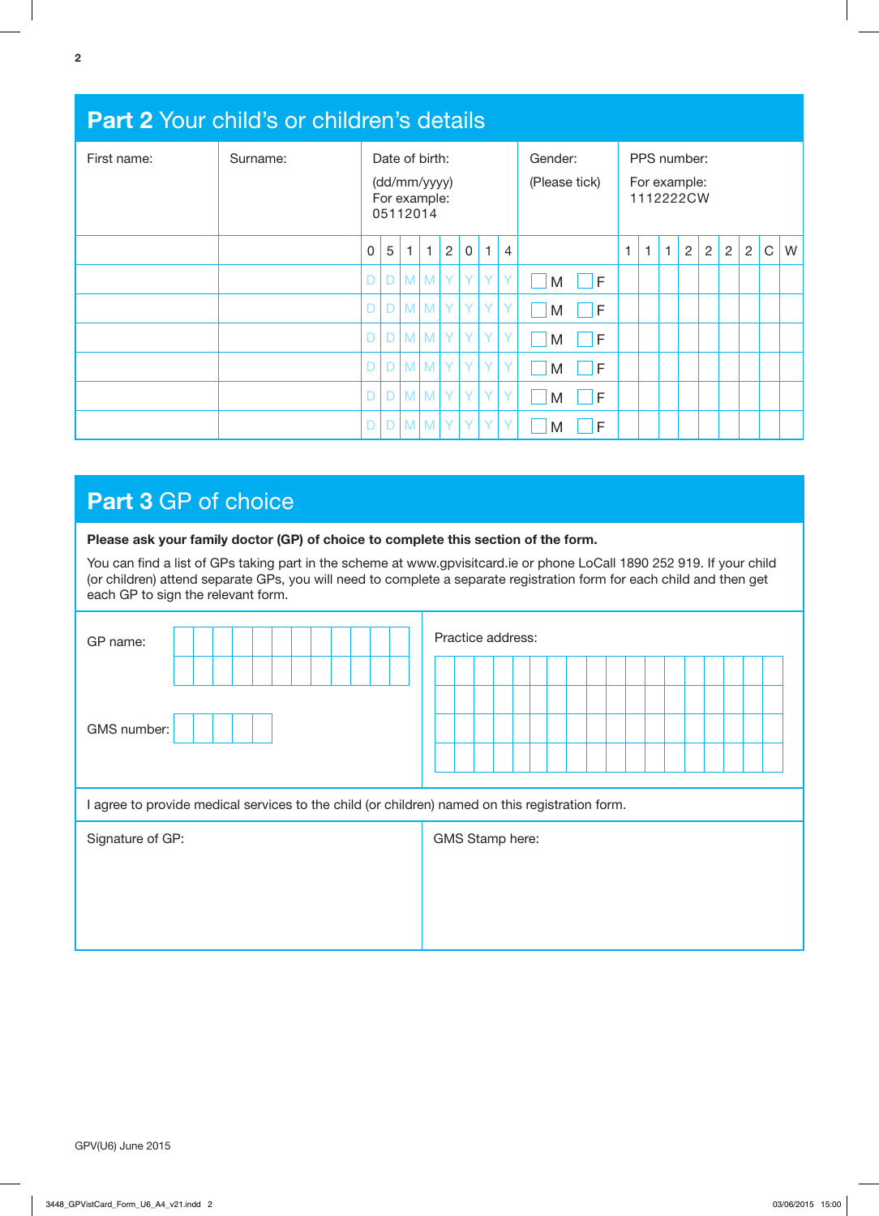## Part 2 Your child's or children's details

| First name: | Surname: | Date of birth: (dd/mm/yyyy) For example: 05112014 | Gender: (Please tick) | PPS number: For example: 1112222CW |
|---|---|---|---|---|
| | | 0 5 1 1 2 0 1 4 | | 1 1 1 2 2 2 2 C W |
| | | D D M M Y Y Y Y | ☐ M ☐ F | |
| | | D D M M Y Y Y Y | ☐ M ☐ F | |
| | | D D M M Y Y Y Y | ☐ M ☐ F | |
| | | D D M M Y Y Y Y | ☐ M ☐ F | |
| | | D D M M Y Y Y Y | ☐ M ☐ F | |
| | | D D M M Y Y Y Y | ☐ M ☐ F | |

## Part 3 GP of choice

**Please ask your family doctor (GP) of choice to complete this section of the form.**

You can find a list of GPs taking part in the scheme at www.gpvisitcard.ie or phone LoCall 1890 252 919. If your child (or children) attend separate GPs, you will need to complete a separate registration form for each child and then get each GP to sign the relevant form.

| GP name: | Practice address: |
|---|---|
| GMS number: | |

I agree to provide medical services to the child (or children) named on this registration form.

| Signature of GP: | GMS Stamp here: |
|---|---|
| | |

GPV(U6) June 2015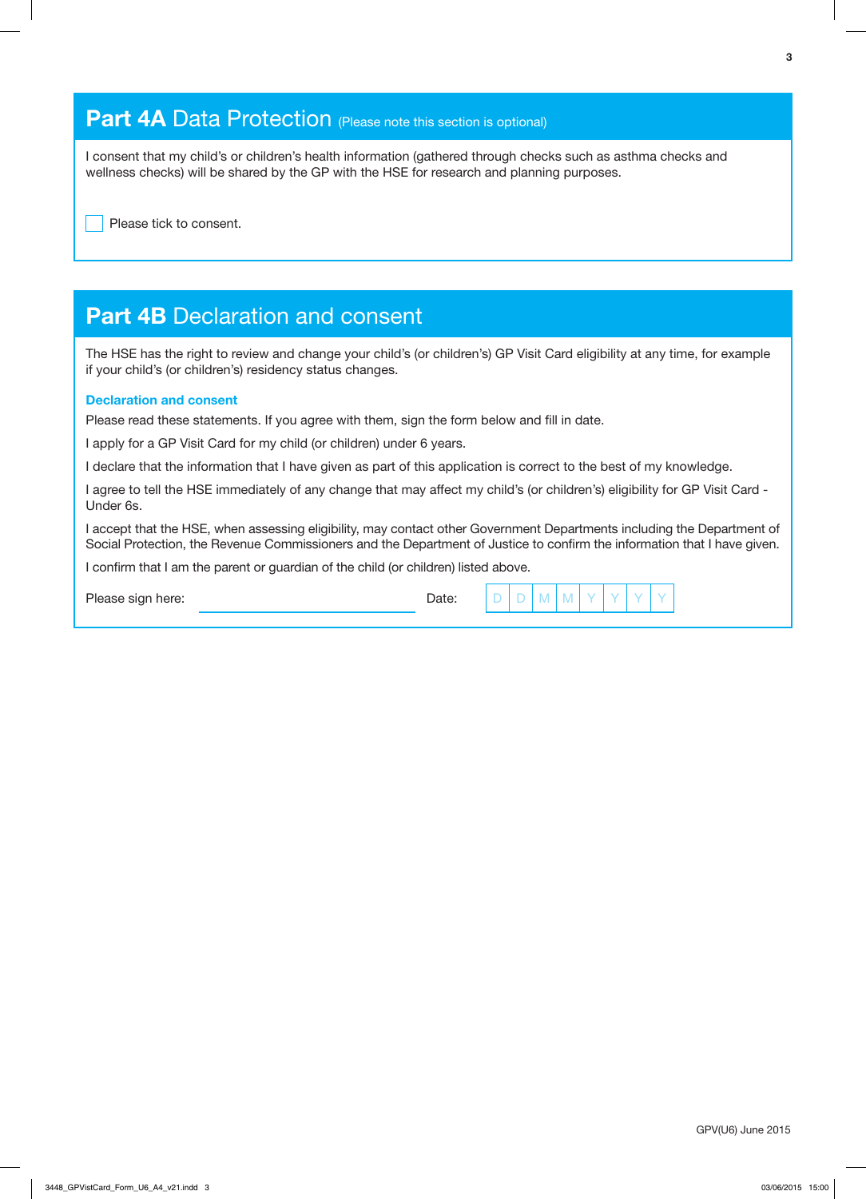## Part 4A Data Protection (Please note this section is optional)

I consent that my child's or children's health information (gathered through checks such as asthma checks and wellness checks) will be shared by the GP with the HSE for research and planning purposes.

☐ Please tick to consent.

## Part 4B Declaration and consent

The HSE has the right to review and change your child's (or children's) GP Visit Card eligibility at any time, for example if your child's (or children's) residency status changes.

### Declaration and consent

Please read these statements. If you agree with them, sign the form below and fill in date.

I apply for a GP Visit Card for my child (or children) under 6 years.

I declare that the information that I have given as part of this application is correct to the best of my knowledge.

I agree to tell the HSE immediately of any change that may affect my child's (or children's) eligibility for GP Visit Card - Under 6s.

I accept that the HSE, when assessing eligibility, may contact other Government Departments including the Department of Social Protection, the Revenue Commissioners and the Department of Justice to confirm the information that I have given.

I confirm that I am the parent or guardian of the child (or children) listed above.

Please sign here: ______________________ Date: D D M M Y Y Y Y

GPV(U6) June 2015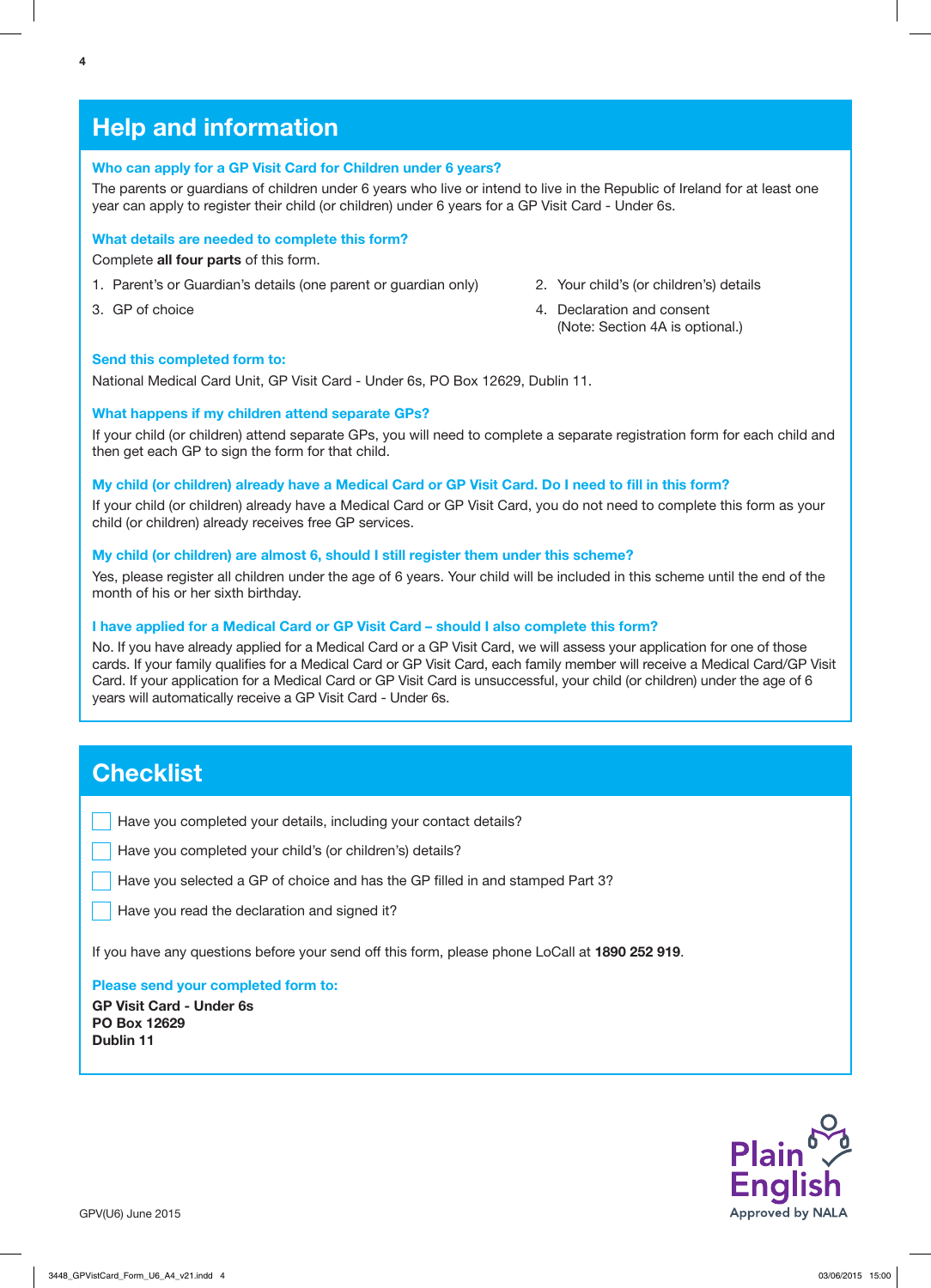## Help and information

### Who can apply for a GP Visit Card for Children under 6 years?

The parents or guardians of children under 6 years who live or intend to live in the Republic of Ireland for at least one year can apply to register their child (or children) under 6 years for a GP Visit Card - Under 6s.

### What details are needed to complete this form?

Complete **all four parts** of this form.

1. Parent's or Guardian's details (one parent or guardian only)
2. Your child's (or children's) details
3. GP of choice
4. Declaration and consent
   (Note: Section 4A is optional.)

### Send this completed form to:

National Medical Card Unit, GP Visit Card - Under 6s, PO Box 12629, Dublin 11.

### What happens if my children attend separate GPs?

If your child (or children) attend separate GPs, you will need to complete a separate registration form for each child and then get each GP to sign the form for that child.

### My child (or children) already have a Medical Card or GP Visit Card. Do I need to fill in this form?

If your child (or children) already have a Medical Card or GP Visit Card, you do not need to complete this form as your child (or children) already receives free GP services.

### My child (or children) are almost 6, should I still register them under this scheme?

Yes, please register all children under the age of 6 years. Your child will be included in this scheme until the end of the month of his or her sixth birthday.

### I have applied for a Medical Card or GP Visit Card – should I also complete this form?

No. If you have already applied for a Medical Card or a GP Visit Card, we will assess your application for one of those cards. If your family qualifies for a Medical Card or GP Visit Card, each family member will receive a Medical Card/GP Visit Card. If your application for a Medical Card or GP Visit Card is unsuccessful, your child (or children) under the age of 6 years will automatically receive a GP Visit Card - Under 6s.

## Checklist

- [ ] Have you completed your details, including your contact details?
- [ ] Have you completed your child's (or children's) details?
- [ ] Have you selected a GP of choice and has the GP filled in and stamped Part 3?
- [ ] Have you read the declaration and signed it?

If you have any questions before your send off this form, please phone LoCall at **1890 252 919**.

### Please send your completed form to:

**GP Visit Card - Under 6s**
**PO Box 12629**
**Dublin 11**

GPV(U6) June 2015

Plain English Approved by NALA